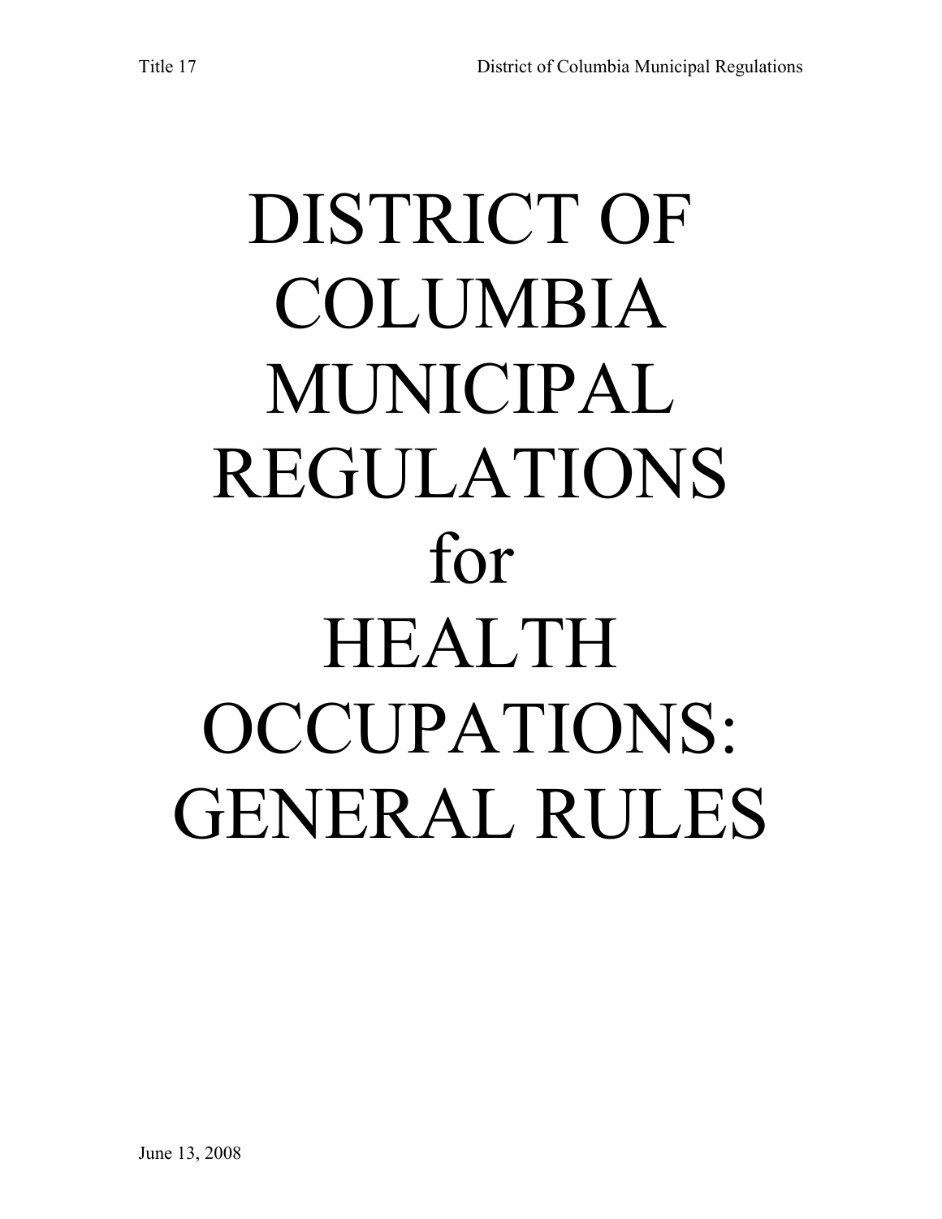# DISTRICT OF COLUMBIA MUNICIPAL REGULATIONS for HEALTH OCCUPATIONS: GENERAL RULES

June 13, 2008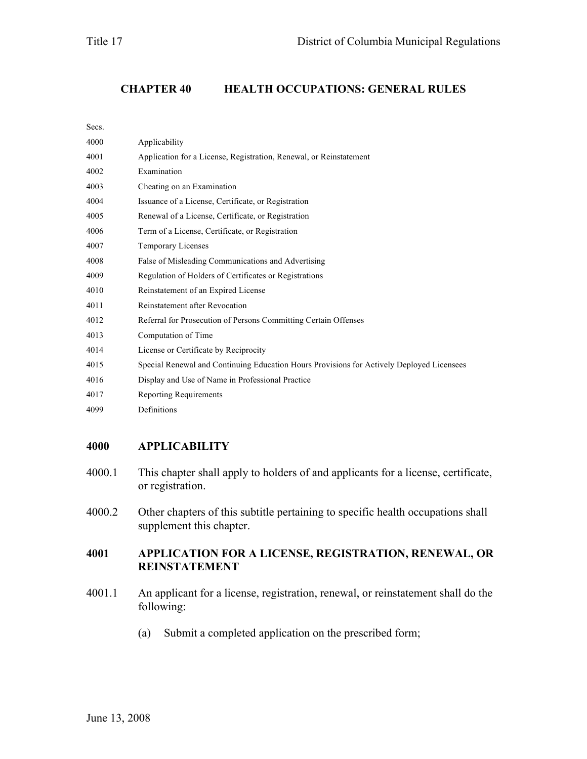# CHAPTER 40 HEALTH OCCUPATIONS: GENERAL RULES

Secs.

| | |
|---|---|
| 4000 | Applicability |
| 4001 | Application for a License, Registration, Renewal, or Reinstatement |
| 4002 | Examination |
| 4003 | Cheating on an Examination |
| 4004 | Issuance of a License, Certificate, or Registration |
| 4005 | Renewal of a License, Certificate, or Registration |
| 4006 | Term of a License, Certificate, or Registration |
| 4007 | Temporary Licenses |
| 4008 | False of Misleading Communications and Advertising |
| 4009 | Regulation of Holders of Certificates or Registrations |
| 4010 | Reinstatement of an Expired License |
| 4011 | Reinstatement after Revocation |
| 4012 | Referral for Prosecution of Persons Committing Certain Offenses |
| 4013 | Computation of Time |
| 4014 | License or Certificate by Reciprocity |
| 4015 | Special Renewal and Continuing Education Hours Provisions for Actively Deployed Licensees |
| 4016 | Display and Use of Name in Professional Practice |
| 4017 | Reporting Requirements |
| 4099 | Definitions |

## 4000 APPLICABILITY

4000.1 This chapter shall apply to holders of and applicants for a license, certificate, or registration.

4000.2 Other chapters of this subtitle pertaining to specific health occupations shall supplement this chapter.

## 4001 APPLICATION FOR A LICENSE, REGISTRATION, RENEWAL, OR REINSTATEMENT

4001.1 An applicant for a license, registration, renewal, or reinstatement shall do the following:

(a) Submit a completed application on the prescribed form;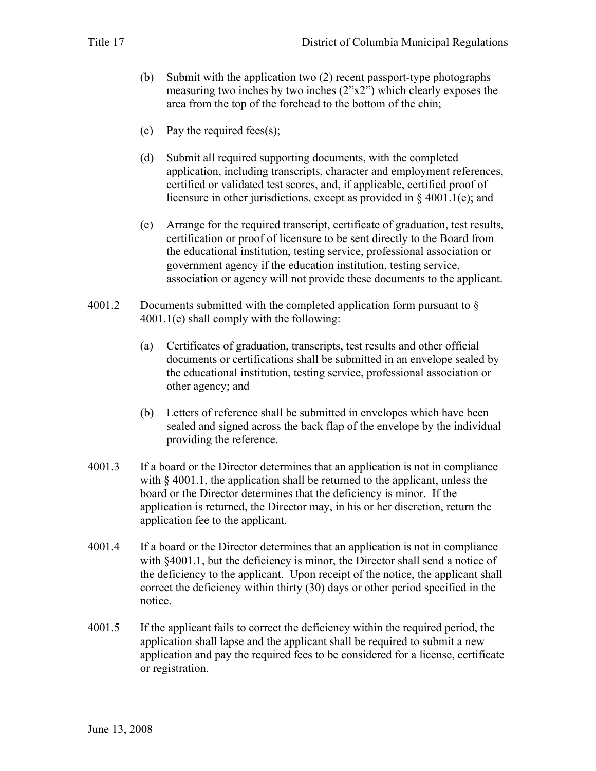(b) Submit with the application two (2) recent passport-type photographs measuring two inches by two inches (2"x2") which clearly exposes the area from the top of the forehead to the bottom of the chin;

(c) Pay the required fees(s);

(d) Submit all required supporting documents, with the completed application, including transcripts, character and employment references, certified or validated test scores, and, if applicable, certified proof of licensure in other jurisdictions, except as provided in § 4001.1(e); and

(e) Arrange for the required transcript, certificate of graduation, test results, certification or proof of licensure to be sent directly to the Board from the educational institution, testing service, professional association or government agency if the education institution, testing service, association or agency will not provide these documents to the applicant.

4001.2 Documents submitted with the completed application form pursuant to § 4001.1(e) shall comply with the following:

(a) Certificates of graduation, transcripts, test results and other official documents or certifications shall be submitted in an envelope sealed by the educational institution, testing service, professional association or other agency; and

(b) Letters of reference shall be submitted in envelopes which have been sealed and signed across the back flap of the envelope by the individual providing the reference.

4001.3 If a board or the Director determines that an application is not in compliance with § 4001.1, the application shall be returned to the applicant, unless the board or the Director determines that the deficiency is minor. If the application is returned, the Director may, in his or her discretion, return the application fee to the applicant.

4001.4 If a board or the Director determines that an application is not in compliance with §4001.1, but the deficiency is minor, the Director shall send a notice of the deficiency to the applicant. Upon receipt of the notice, the applicant shall correct the deficiency within thirty (30) days or other period specified in the notice.

4001.5 If the applicant fails to correct the deficiency within the required period, the application shall lapse and the applicant shall be required to submit a new application and pay the required fees to be considered for a license, certificate or registration.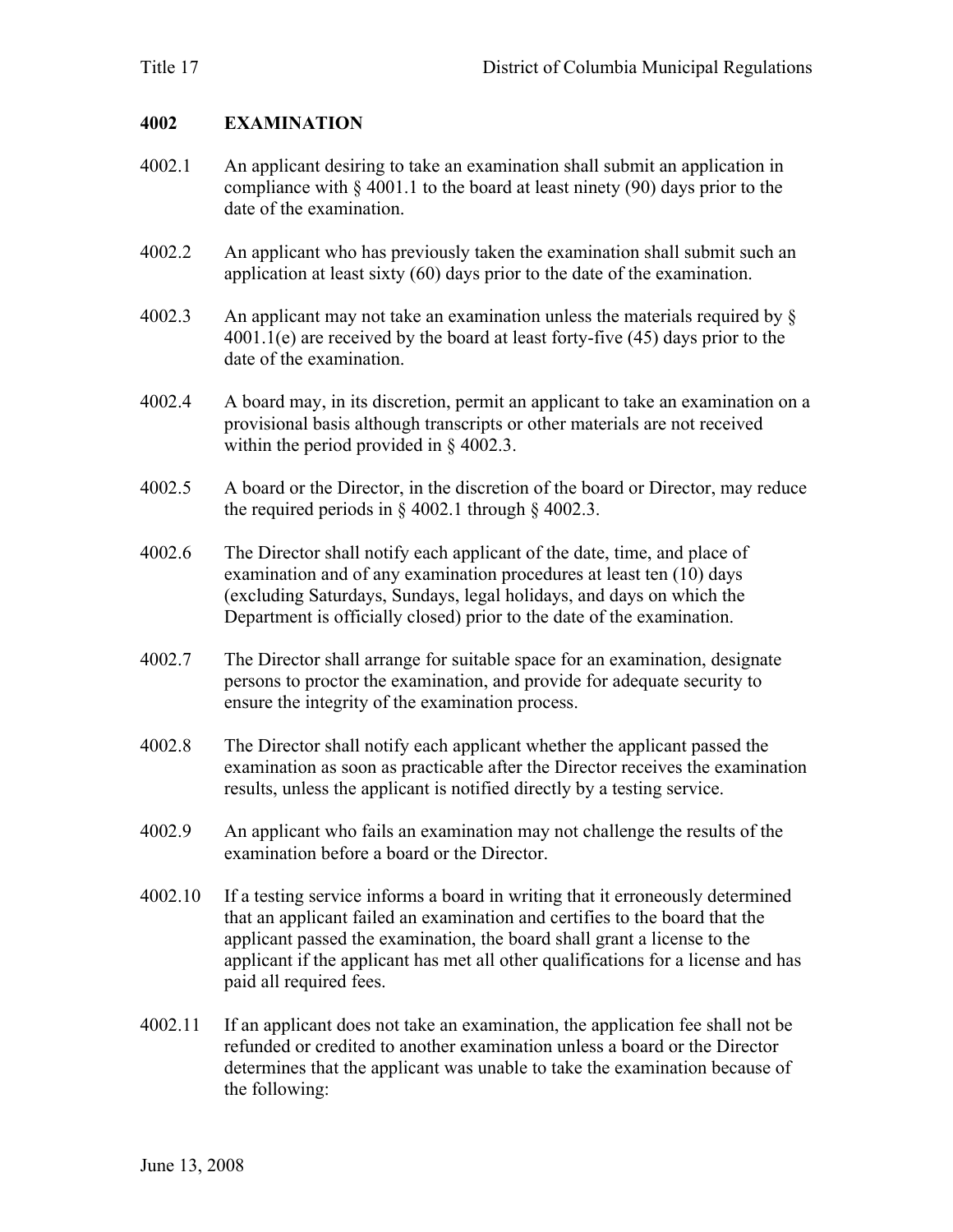## 4002 EXAMINATION

4002.1 An applicant desiring to take an examination shall submit an application in compliance with § 4001.1 to the board at least ninety (90) days prior to the date of the examination.

4002.2 An applicant who has previously taken the examination shall submit such an application at least sixty (60) days prior to the date of the examination.

4002.3 An applicant may not take an examination unless the materials required by § 4001.1(e) are received by the board at least forty-five (45) days prior to the date of the examination.

4002.4 A board may, in its discretion, permit an applicant to take an examination on a provisional basis although transcripts or other materials are not received within the period provided in § 4002.3.

4002.5 A board or the Director, in the discretion of the board or Director, may reduce the required periods in § 4002.1 through § 4002.3.

4002.6 The Director shall notify each applicant of the date, time, and place of examination and of any examination procedures at least ten (10) days (excluding Saturdays, Sundays, legal holidays, and days on which the Department is officially closed) prior to the date of the examination.

4002.7 The Director shall arrange for suitable space for an examination, designate persons to proctor the examination, and provide for adequate security to ensure the integrity of the examination process.

4002.8 The Director shall notify each applicant whether the applicant passed the examination as soon as practicable after the Director receives the examination results, unless the applicant is notified directly by a testing service.

4002.9 An applicant who fails an examination may not challenge the results of the examination before a board or the Director.

4002.10 If a testing service informs a board in writing that it erroneously determined that an applicant failed an examination and certifies to the board that the applicant passed the examination, the board shall grant a license to the applicant if the applicant has met all other qualifications for a license and has paid all required fees.

4002.11 If an applicant does not take an examination, the application fee shall not be refunded or credited to another examination unless a board or the Director determines that the applicant was unable to take the examination because of the following: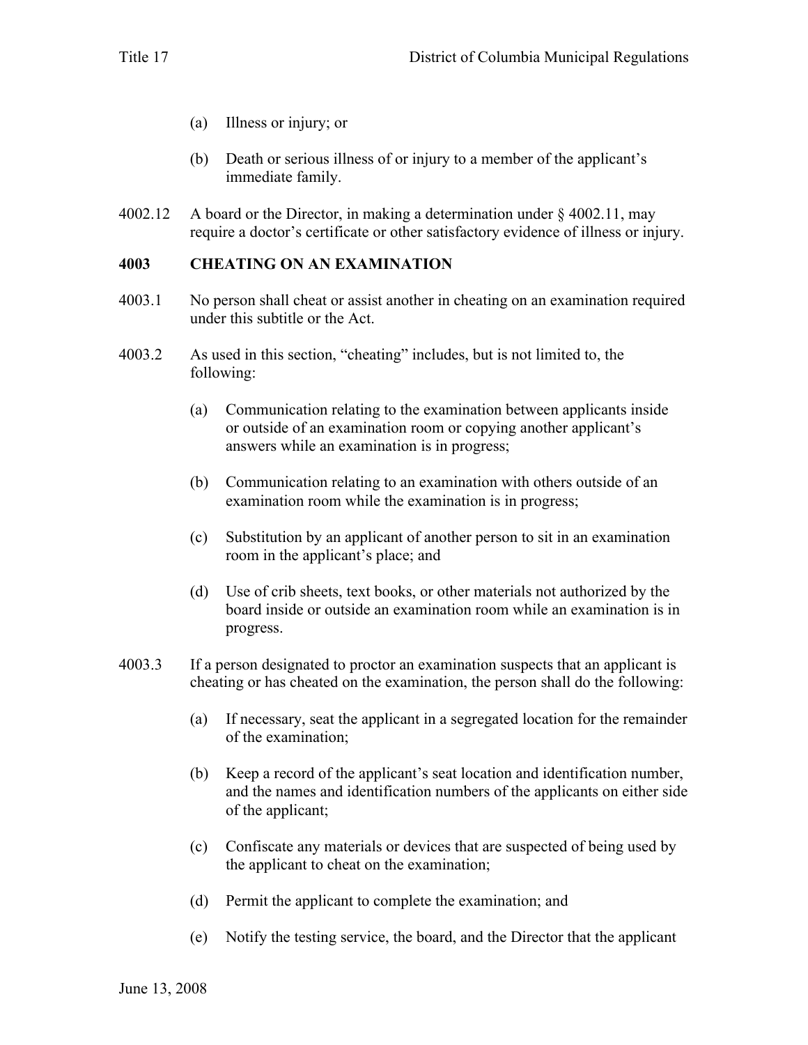(a) Illness or injury; or

(b) Death or serious illness of or injury to a member of the applicant's immediate family.

4002.12 A board or the Director, in making a determination under § 4002.11, may require a doctor's certificate or other satisfactory evidence of illness or injury.

**4003 CHEATING ON AN EXAMINATION**

4003.1 No person shall cheat or assist another in cheating on an examination required under this subtitle or the Act.

4003.2 As used in this section, "cheating" includes, but is not limited to, the following:

(a) Communication relating to the examination between applicants inside or outside of an examination room or copying another applicant's answers while an examination is in progress;

(b) Communication relating to an examination with others outside of an examination room while the examination is in progress;

(c) Substitution by an applicant of another person to sit in an examination room in the applicant's place; and

(d) Use of crib sheets, text books, or other materials not authorized by the board inside or outside an examination room while an examination is in progress.

4003.3 If a person designated to proctor an examination suspects that an applicant is cheating or has cheated on the examination, the person shall do the following:

(a) If necessary, seat the applicant in a segregated location for the remainder of the examination;

(b) Keep a record of the applicant's seat location and identification number, and the names and identification numbers of the applicants on either side of the applicant;

(c) Confiscate any materials or devices that are suspected of being used by the applicant to cheat on the examination;

(d) Permit the applicant to complete the examination; and

(e) Notify the testing service, the board, and the Director that the applicant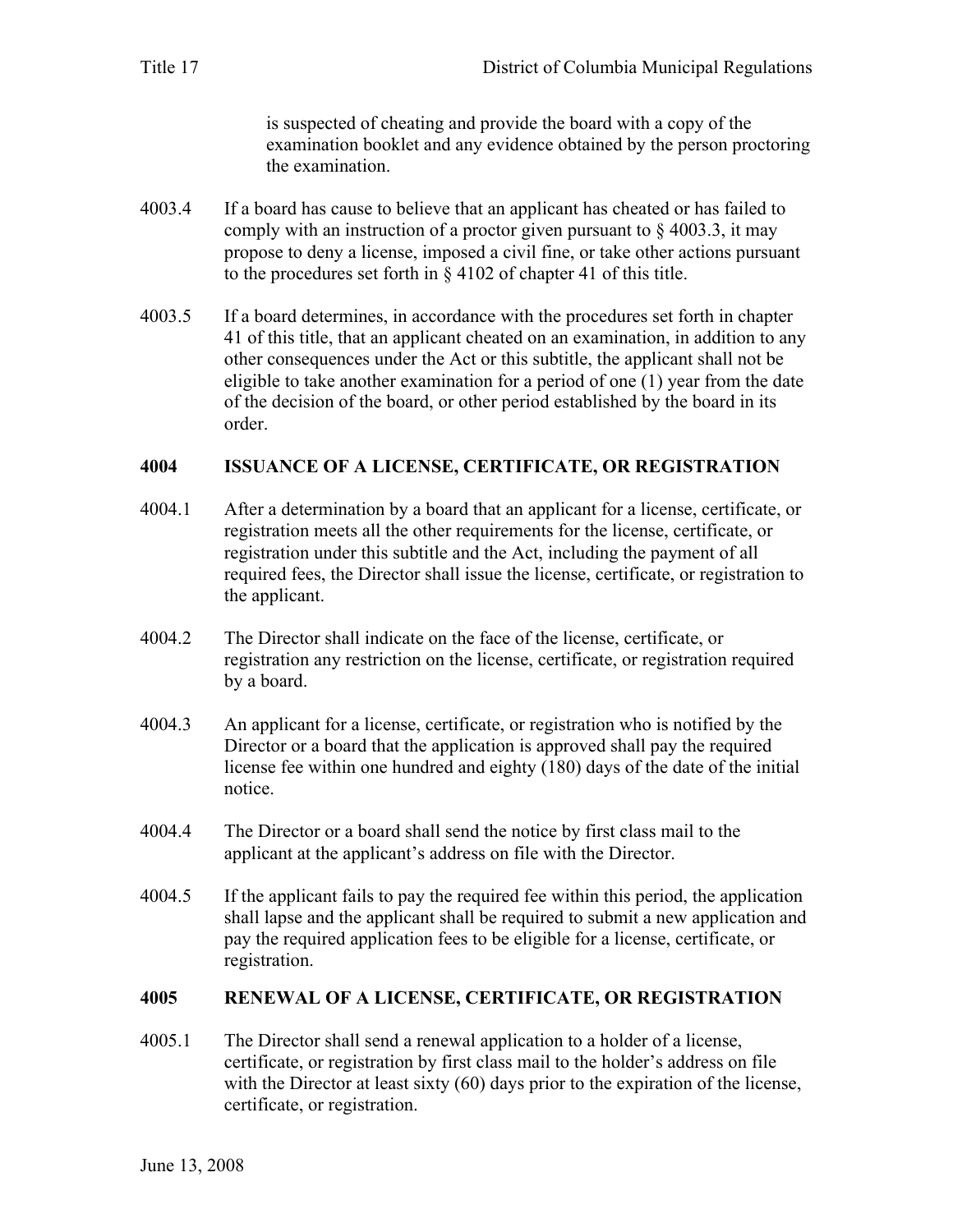is suspected of cheating and provide the board with a copy of the examination booklet and any evidence obtained by the person proctoring the examination.

4003.4 If a board has cause to believe that an applicant has cheated or has failed to comply with an instruction of a proctor given pursuant to § 4003.3, it may propose to deny a license, imposed a civil fine, or take other actions pursuant to the procedures set forth in § 4102 of chapter 41 of this title.

4003.5 If a board determines, in accordance with the procedures set forth in chapter 41 of this title, that an applicant cheated on an examination, in addition to any other consequences under the Act or this subtitle, the applicant shall not be eligible to take another examination for a period of one (1) year from the date of the decision of the board, or other period established by the board in its order.

## 4004 ISSUANCE OF A LICENSE, CERTIFICATE, OR REGISTRATION

4004.1 After a determination by a board that an applicant for a license, certificate, or registration meets all the other requirements for the license, certificate, or registration under this subtitle and the Act, including the payment of all required fees, the Director shall issue the license, certificate, or registration to the applicant.

4004.2 The Director shall indicate on the face of the license, certificate, or registration any restriction on the license, certificate, or registration required by a board.

4004.3 An applicant for a license, certificate, or registration who is notified by the Director or a board that the application is approved shall pay the required license fee within one hundred and eighty (180) days of the date of the initial notice.

4004.4 The Director or a board shall send the notice by first class mail to the applicant at the applicant's address on file with the Director.

4004.5 If the applicant fails to pay the required fee within this period, the application shall lapse and the applicant shall be required to submit a new application and pay the required application fees to be eligible for a license, certificate, or registration.

## 4005 RENEWAL OF A LICENSE, CERTIFICATE, OR REGISTRATION

4005.1 The Director shall send a renewal application to a holder of a license, certificate, or registration by first class mail to the holder's address on file with the Director at least sixty (60) days prior to the expiration of the license, certificate, or registration.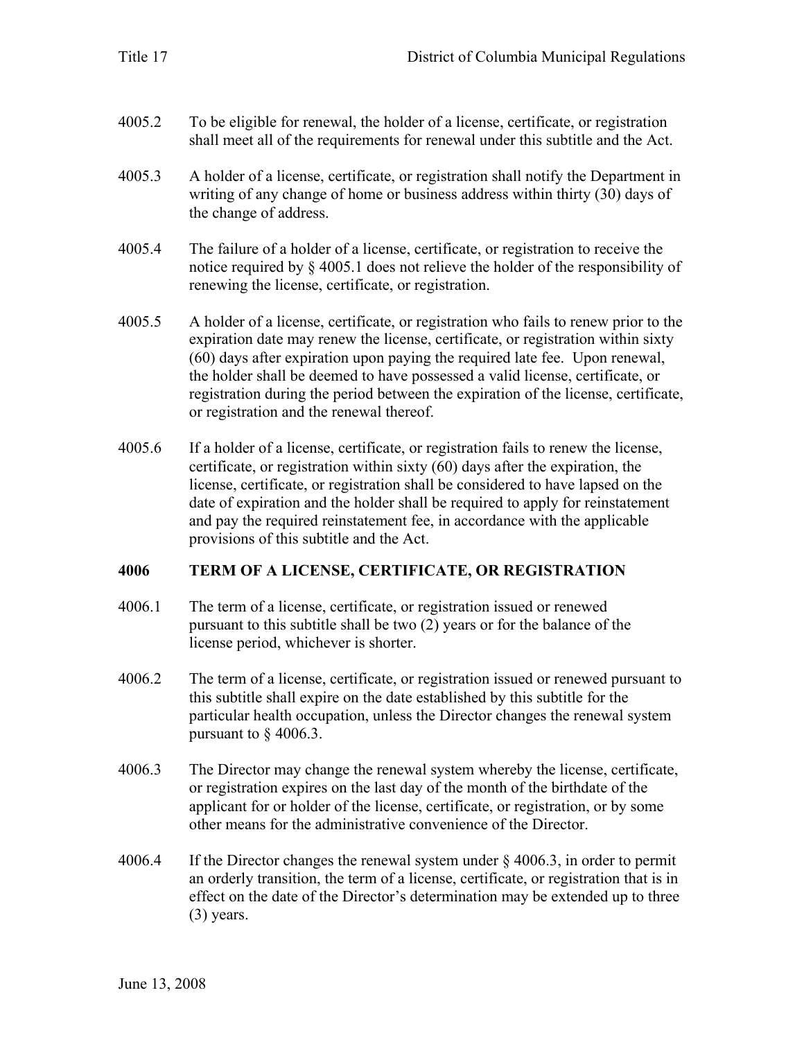4005.2 To be eligible for renewal, the holder of a license, certificate, or registration shall meet all of the requirements for renewal under this subtitle and the Act.

4005.3 A holder of a license, certificate, or registration shall notify the Department in writing of any change of home or business address within thirty (30) days of the change of address.

4005.4 The failure of a holder of a license, certificate, or registration to receive the notice required by § 4005.1 does not relieve the holder of the responsibility of renewing the license, certificate, or registration.

4005.5 A holder of a license, certificate, or registration who fails to renew prior to the expiration date may renew the license, certificate, or registration within sixty (60) days after expiration upon paying the required late fee. Upon renewal, the holder shall be deemed to have possessed a valid license, certificate, or registration during the period between the expiration of the license, certificate, or registration and the renewal thereof.

4005.6 If a holder of a license, certificate, or registration fails to renew the license, certificate, or registration within sixty (60) days after the expiration, the license, certificate, or registration shall be considered to have lapsed on the date of expiration and the holder shall be required to apply for reinstatement and pay the required reinstatement fee, in accordance with the applicable provisions of this subtitle and the Act.

## 4006 TERM OF A LICENSE, CERTIFICATE, OR REGISTRATION

4006.1 The term of a license, certificate, or registration issued or renewed pursuant to this subtitle shall be two (2) years or for the balance of the license period, whichever is shorter.

4006.2 The term of a license, certificate, or registration issued or renewed pursuant to this subtitle shall expire on the date established by this subtitle for the particular health occupation, unless the Director changes the renewal system pursuant to § 4006.3.

4006.3 The Director may change the renewal system whereby the license, certificate, or registration expires on the last day of the month of the birthdate of the applicant for or holder of the license, certificate, or registration, or by some other means for the administrative convenience of the Director.

4006.4 If the Director changes the renewal system under § 4006.3, in order to permit an orderly transition, the term of a license, certificate, or registration that is in effect on the date of the Director's determination may be extended up to three (3) years.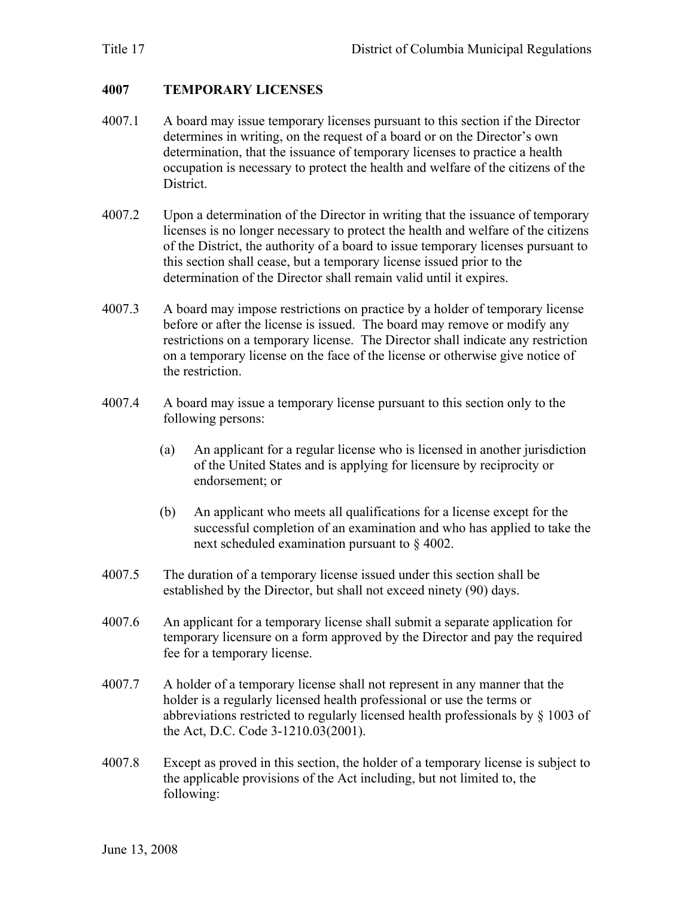## 4007 TEMPORARY LICENSES

4007.1 A board may issue temporary licenses pursuant to this section if the Director determines in writing, on the request of a board or on the Director's own determination, that the issuance of temporary licenses to practice a health occupation is necessary to protect the health and welfare of the citizens of the District.

4007.2 Upon a determination of the Director in writing that the issuance of temporary licenses is no longer necessary to protect the health and welfare of the citizens of the District, the authority of a board to issue temporary licenses pursuant to this section shall cease, but a temporary license issued prior to the determination of the Director shall remain valid until it expires.

4007.3 A board may impose restrictions on practice by a holder of temporary license before or after the license is issued. The board may remove or modify any restrictions on a temporary license. The Director shall indicate any restriction on a temporary license on the face of the license or otherwise give notice of the restriction.

4007.4 A board may issue a temporary license pursuant to this section only to the following persons:

- (a) An applicant for a regular license who is licensed in another jurisdiction of the United States and is applying for licensure by reciprocity or endorsement; or
- (b) An applicant who meets all qualifications for a license except for the successful completion of an examination and who has applied to take the next scheduled examination pursuant to § 4002.

4007.5 The duration of a temporary license issued under this section shall be established by the Director, but shall not exceed ninety (90) days.

4007.6 An applicant for a temporary license shall submit a separate application for temporary licensure on a form approved by the Director and pay the required fee for a temporary license.

4007.7 A holder of a temporary license shall not represent in any manner that the holder is a regularly licensed health professional or use the terms or abbreviations restricted to regularly licensed health professionals by § 1003 of the Act, D.C. Code 3-1210.03(2001).

4007.8 Except as proved in this section, the holder of a temporary license is subject to the applicable provisions of the Act including, but not limited to, the following: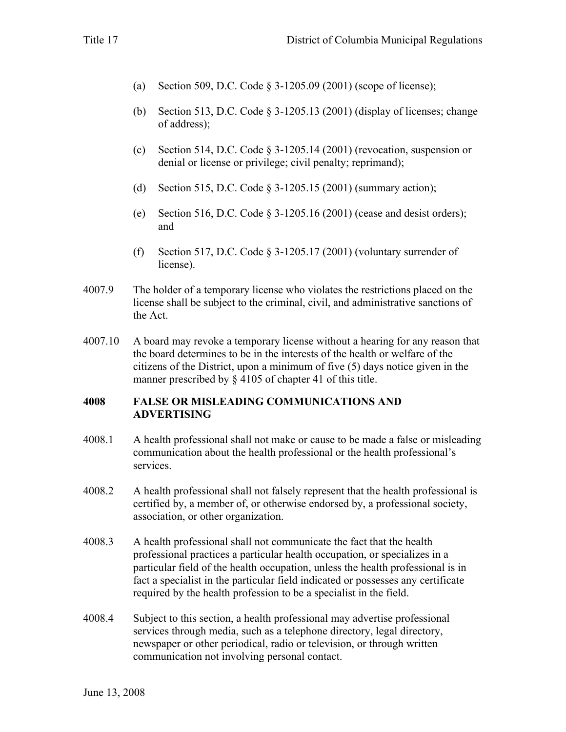(a) Section 509, D.C. Code § 3-1205.09 (2001) (scope of license);

(b) Section 513, D.C. Code § 3-1205.13 (2001) (display of licenses; change of address);

(c) Section 514, D.C. Code § 3-1205.14 (2001) (revocation, suspension or denial or license or privilege; civil penalty; reprimand);

(d) Section 515, D.C. Code § 3-1205.15 (2001) (summary action);

(e) Section 516, D.C. Code § 3-1205.16 (2001) (cease and desist orders); and

(f) Section 517, D.C. Code § 3-1205.17 (2001) (voluntary surrender of license).

4007.9 The holder of a temporary license who violates the restrictions placed on the license shall be subject to the criminal, civil, and administrative sanctions of the Act.

4007.10 A board may revoke a temporary license without a hearing for any reason that the board determines to be in the interests of the health or welfare of the citizens of the District, upon a minimum of five (5) days notice given in the manner prescribed by § 4105 of chapter 41 of this title.

**4008 FALSE OR MISLEADING COMMUNICATIONS AND ADVERTISING**

4008.1 A health professional shall not make or cause to be made a false or misleading communication about the health professional or the health professional's services.

4008.2 A health professional shall not falsely represent that the health professional is certified by, a member of, or otherwise endorsed by, a professional society, association, or other organization.

4008.3 A health professional shall not communicate the fact that the health professional practices a particular health occupation, or specializes in a particular field of the health occupation, unless the health professional is in fact a specialist in the particular field indicated or possesses any certificate required by the health profession to be a specialist in the field.

4008.4 Subject to this section, a health professional may advertise professional services through media, such as a telephone directory, legal directory, newspaper or other periodical, radio or television, or through written communication not involving personal contact.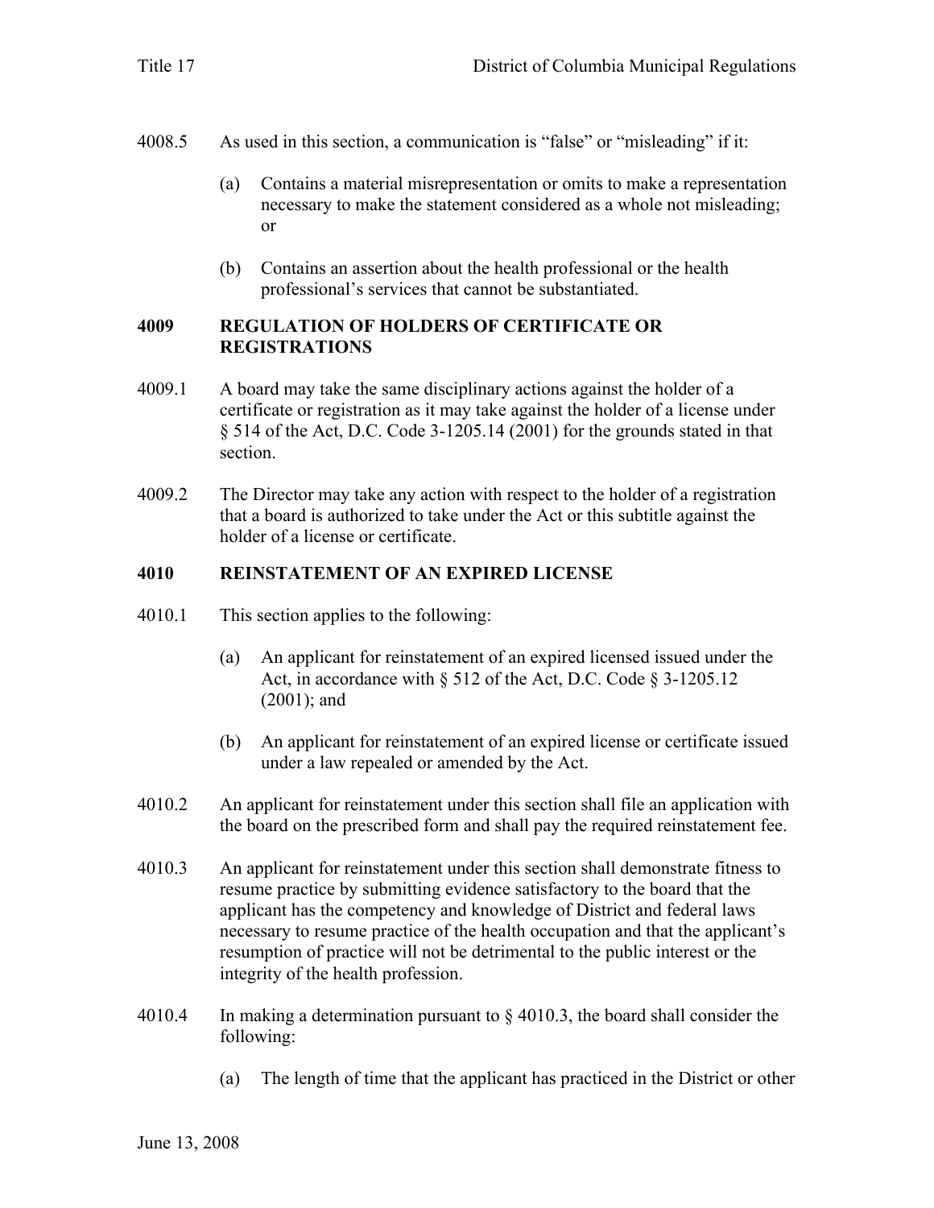4008.5 As used in this section, a communication is "false" or "misleading" if it:

(a) Contains a material misrepresentation or omits to make a representation necessary to make the statement considered as a whole not misleading; or

(b) Contains an assertion about the health professional or the health professional's services that cannot be substantiated.

## 4009 REGULATION OF HOLDERS OF CERTIFICATE OR REGISTRATIONS

4009.1 A board may take the same disciplinary actions against the holder of a certificate or registration as it may take against the holder of a license under § 514 of the Act, D.C. Code 3-1205.14 (2001) for the grounds stated in that section.

4009.2 The Director may take any action with respect to the holder of a registration that a board is authorized to take under the Act or this subtitle against the holder of a license or certificate.

## 4010 REINSTATEMENT OF AN EXPIRED LICENSE

4010.1 This section applies to the following:

(a) An applicant for reinstatement of an expired licensed issued under the Act, in accordance with § 512 of the Act, D.C. Code § 3-1205.12 (2001); and

(b) An applicant for reinstatement of an expired license or certificate issued under a law repealed or amended by the Act.

4010.2 An applicant for reinstatement under this section shall file an application with the board on the prescribed form and shall pay the required reinstatement fee.

4010.3 An applicant for reinstatement under this section shall demonstrate fitness to resume practice by submitting evidence satisfactory to the board that the applicant has the competency and knowledge of District and federal laws necessary to resume practice of the health occupation and that the applicant's resumption of practice will not be detrimental to the public interest or the integrity of the health profession.

4010.4 In making a determination pursuant to § 4010.3, the board shall consider the following:

(a) The length of time that the applicant has practiced in the District or other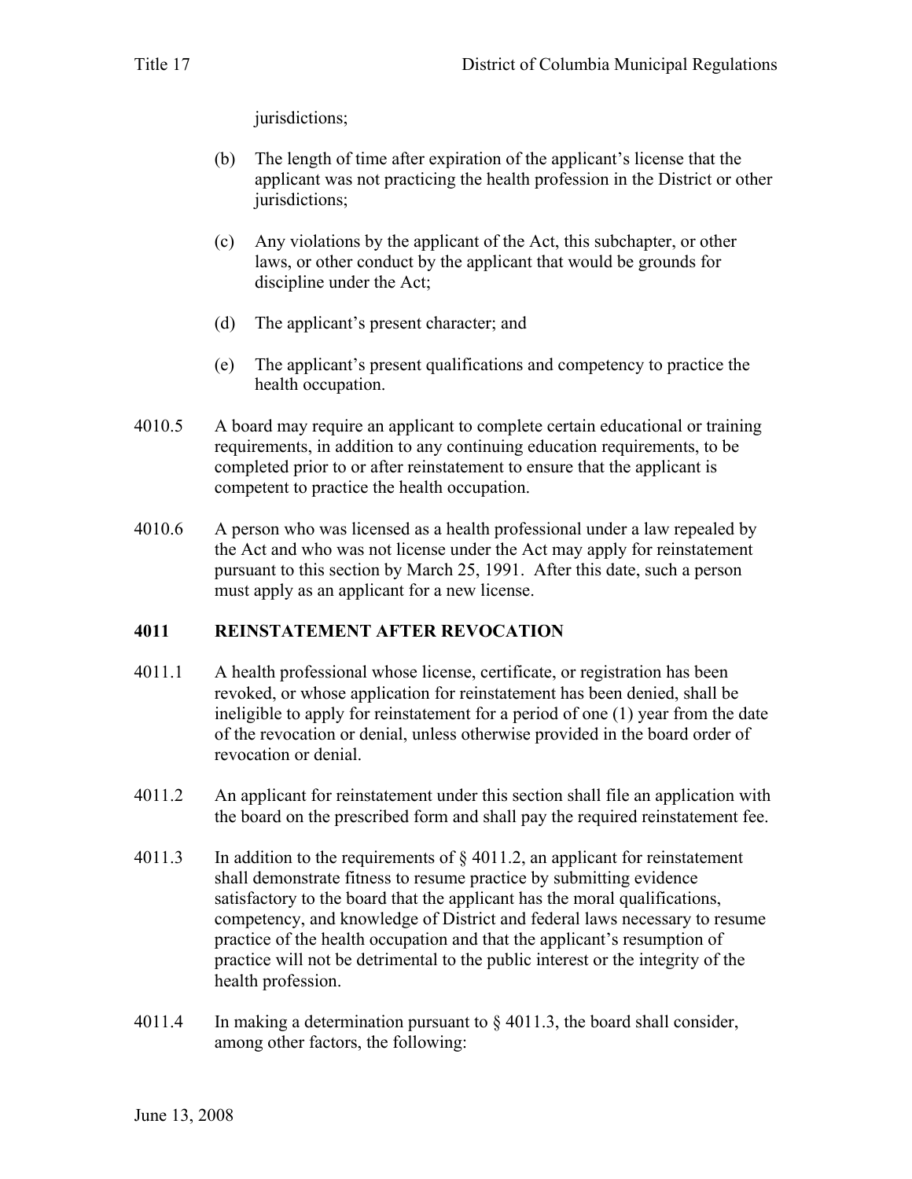jurisdictions;

(b) The length of time after expiration of the applicant's license that the applicant was not practicing the health profession in the District or other jurisdictions;

(c) Any violations by the applicant of the Act, this subchapter, or other laws, or other conduct by the applicant that would be grounds for discipline under the Act;

(d) The applicant's present character; and

(e) The applicant's present qualifications and competency to practice the health occupation.

4010.5 A board may require an applicant to complete certain educational or training requirements, in addition to any continuing education requirements, to be completed prior to or after reinstatement to ensure that the applicant is competent to practice the health occupation.

4010.6 A person who was licensed as a health professional under a law repealed by the Act and who was not license under the Act may apply for reinstatement pursuant to this section by March 25, 1991. After this date, such a person must apply as an applicant for a new license.

## 4011 REINSTATEMENT AFTER REVOCATION

4011.1 A health professional whose license, certificate, or registration has been revoked, or whose application for reinstatement has been denied, shall be ineligible to apply for reinstatement for a period of one (1) year from the date of the revocation or denial, unless otherwise provided in the board order of revocation or denial.

4011.2 An applicant for reinstatement under this section shall file an application with the board on the prescribed form and shall pay the required reinstatement fee.

4011.3 In addition to the requirements of § 4011.2, an applicant for reinstatement shall demonstrate fitness to resume practice by submitting evidence satisfactory to the board that the applicant has the moral qualifications, competency, and knowledge of District and federal laws necessary to resume practice of the health occupation and that the applicant's resumption of practice will not be detrimental to the public interest or the integrity of the health profession.

4011.4 In making a determination pursuant to § 4011.3, the board shall consider, among other factors, the following: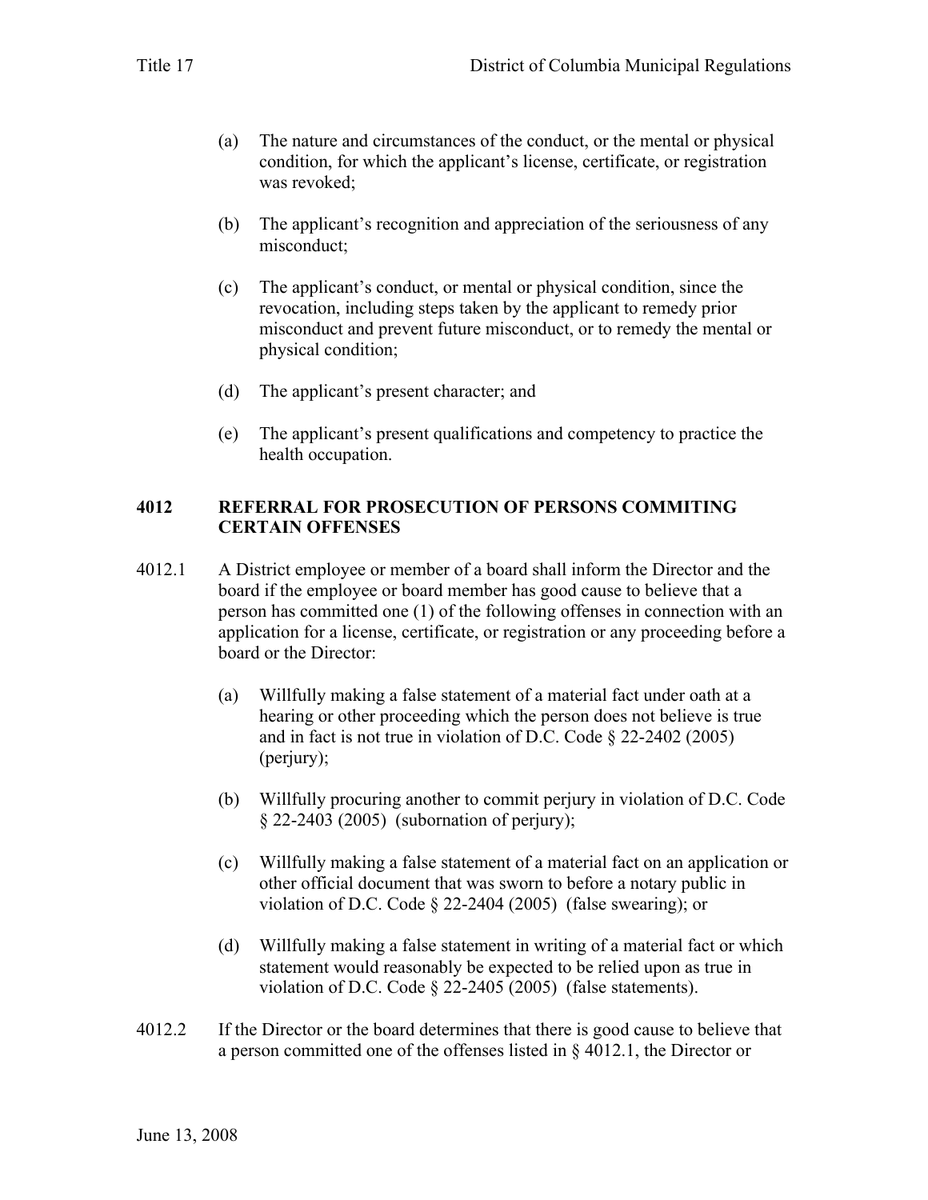(a) The nature and circumstances of the conduct, or the mental or physical condition, for which the applicant's license, certificate, or registration was revoked;

(b) The applicant's recognition and appreciation of the seriousness of any misconduct;

(c) The applicant's conduct, or mental or physical condition, since the revocation, including steps taken by the applicant to remedy prior misconduct and prevent future misconduct, or to remedy the mental or physical condition;

(d) The applicant's present character; and

(e) The applicant's present qualifications and competency to practice the health occupation.

## 4012 REFERRAL FOR PROSECUTION OF PERSONS COMMITING CERTAIN OFFENSES

4012.1 A District employee or member of a board shall inform the Director and the board if the employee or board member has good cause to believe that a person has committed one (1) of the following offenses in connection with an application for a license, certificate, or registration or any proceeding before a board or the Director:

(a) Willfully making a false statement of a material fact under oath at a hearing or other proceeding which the person does not believe is true and in fact is not true in violation of D.C. Code § 22-2402 (2005) (perjury);

(b) Willfully procuring another to commit perjury in violation of D.C. Code § 22-2403 (2005) (subornation of perjury);

(c) Willfully making a false statement of a material fact on an application or other official document that was sworn to before a notary public in violation of D.C. Code § 22-2404 (2005) (false swearing); or

(d) Willfully making a false statement in writing of a material fact or which statement would reasonably be expected to be relied upon as true in violation of D.C. Code § 22-2405 (2005) (false statements).

4012.2 If the Director or the board determines that there is good cause to believe that a person committed one of the offenses listed in § 4012.1, the Director or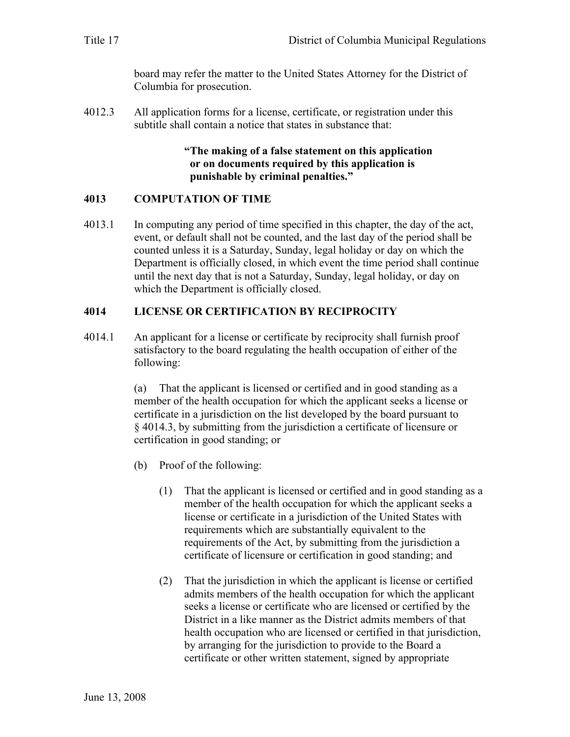board may refer the matter to the United States Attorney for the District of Columbia for prosecution.

4012.3 All application forms for a license, certificate, or registration under this subtitle shall contain a notice that states in substance that:

> **"The making of a false statement on this application or on documents required by this application is punishable by criminal penalties."**

## 4013 COMPUTATION OF TIME

4013.1 In computing any period of time specified in this chapter, the day of the act, event, or default shall not be counted, and the last day of the period shall be counted unless it is a Saturday, Sunday, legal holiday or day on which the Department is officially closed, in which event the time period shall continue until the next day that is not a Saturday, Sunday, legal holiday, or day on which the Department is officially closed.

## 4014 LICENSE OR CERTIFICATION BY RECIPROCITY

4014.1 An applicant for a license or certificate by reciprocity shall furnish proof satisfactory to the board regulating the health occupation of either of the following:

(a) That the applicant is licensed or certified and in good standing as a member of the health occupation for which the applicant seeks a license or certificate in a jurisdiction on the list developed by the board pursuant to § 4014.3, by submitting from the jurisdiction a certificate of licensure or certification in good standing; or

(b) Proof of the following:

(1) That the applicant is licensed or certified and in good standing as a member of the health occupation for which the applicant seeks a license or certificate in a jurisdiction of the United States with requirements which are substantially equivalent to the requirements of the Act, by submitting from the jurisdiction a certificate of licensure or certification in good standing; and

(2) That the jurisdiction in which the applicant is license or certified admits members of the health occupation for which the applicant seeks a license or certificate who are licensed or certified by the District in a like manner as the District admits members of that health occupation who are licensed or certified in that jurisdiction, by arranging for the jurisdiction to provide to the Board a certificate or other written statement, signed by appropriate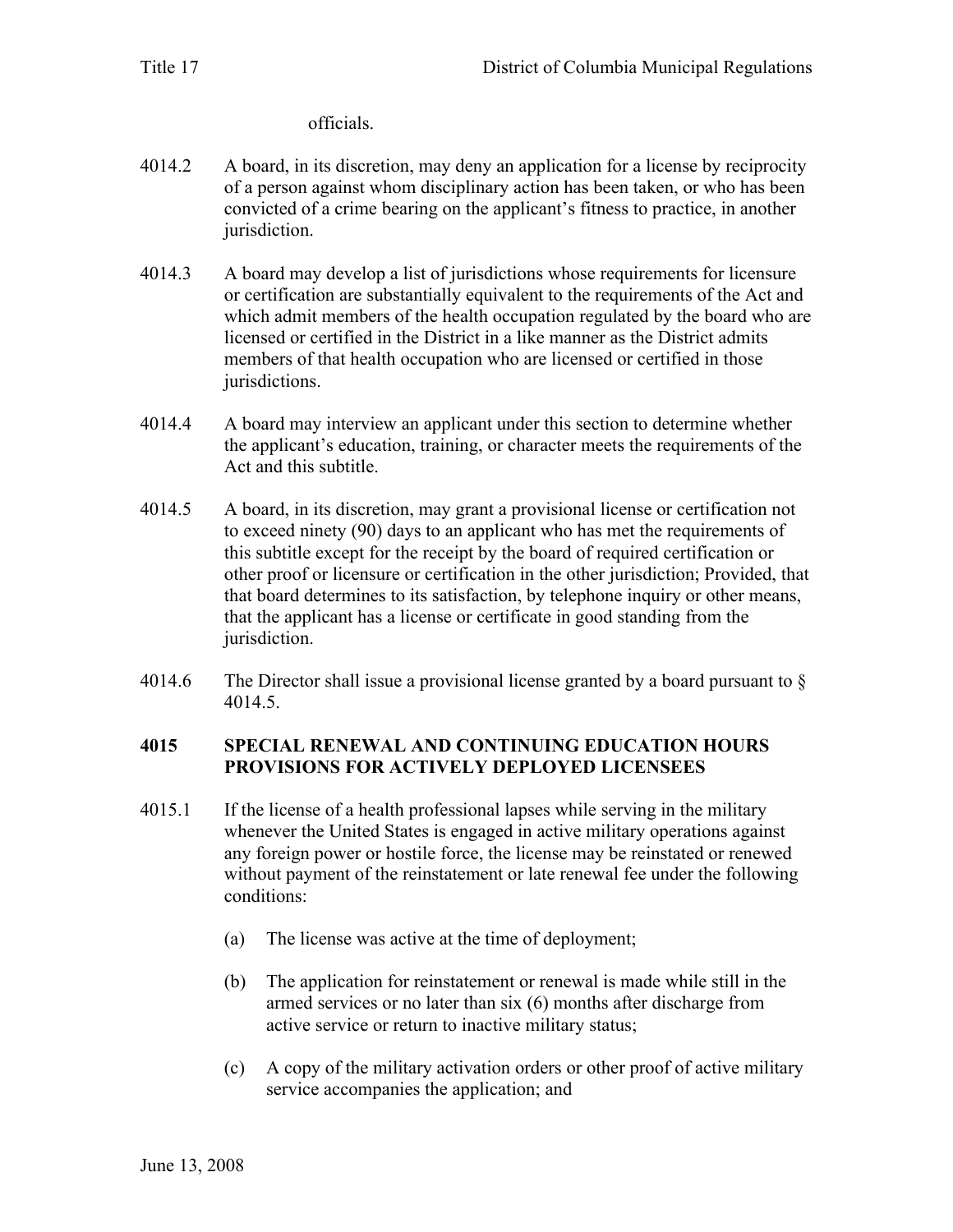officials.

4014.2 A board, in its discretion, may deny an application for a license by reciprocity of a person against whom disciplinary action has been taken, or who has been convicted of a crime bearing on the applicant's fitness to practice, in another jurisdiction.

4014.3 A board may develop a list of jurisdictions whose requirements for licensure or certification are substantially equivalent to the requirements of the Act and which admit members of the health occupation regulated by the board who are licensed or certified in the District in a like manner as the District admits members of that health occupation who are licensed or certified in those jurisdictions.

4014.4 A board may interview an applicant under this section to determine whether the applicant's education, training, or character meets the requirements of the Act and this subtitle.

4014.5 A board, in its discretion, may grant a provisional license or certification not to exceed ninety (90) days to an applicant who has met the requirements of this subtitle except for the receipt by the board of required certification or other proof or licensure or certification in the other jurisdiction; Provided, that that board determines to its satisfaction, by telephone inquiry or other means, that the applicant has a license or certificate in good standing from the jurisdiction.

4014.6 The Director shall issue a provisional license granted by a board pursuant to § 4014.5.

## 4015 SPECIAL RENEWAL AND CONTINUING EDUCATION HOURS PROVISIONS FOR ACTIVELY DEPLOYED LICENSEES

4015.1 If the license of a health professional lapses while serving in the military whenever the United States is engaged in active military operations against any foreign power or hostile force, the license may be reinstated or renewed without payment of the reinstatement or late renewal fee under the following conditions:

(a) The license was active at the time of deployment;

(b) The application for reinstatement or renewal is made while still in the armed services or no later than six (6) months after discharge from active service or return to inactive military status;

(c) A copy of the military activation orders or other proof of active military service accompanies the application; and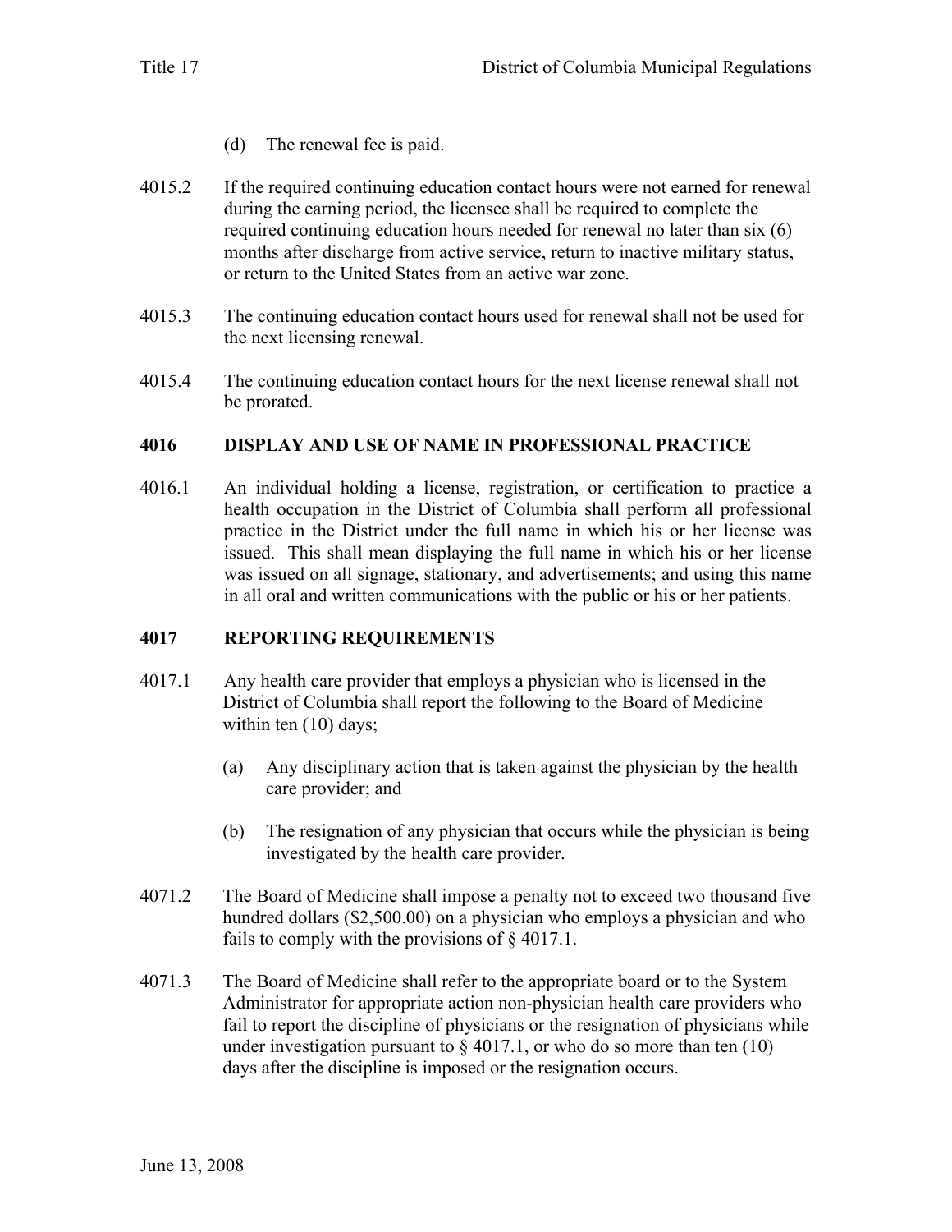(d) The renewal fee is paid.

4015.2 If the required continuing education contact hours were not earned for renewal during the earning period, the licensee shall be required to complete the required continuing education hours needed for renewal no later than six (6) months after discharge from active service, return to inactive military status, or return to the United States from an active war zone.

4015.3 The continuing education contact hours used for renewal shall not be used for the next licensing renewal.

4015.4 The continuing education contact hours for the next license renewal shall not be prorated.

### 4016 DISPLAY AND USE OF NAME IN PROFESSIONAL PRACTICE

4016.1 An individual holding a license, registration, or certification to practice a health occupation in the District of Columbia shall perform all professional practice in the District under the full name in which his or her license was issued. This shall mean displaying the full name in which his or her license was issued on all signage, stationary, and advertisements; and using this name in all oral and written communications with the public or his or her patients.

### 4017 REPORTING REQUIREMENTS

4017.1 Any health care provider that employs a physician who is licensed in the District of Columbia shall report the following to the Board of Medicine within ten (10) days;

(a) Any disciplinary action that is taken against the physician by the health care provider; and

(b) The resignation of any physician that occurs while the physician is being investigated by the health care provider.

4071.2 The Board of Medicine shall impose a penalty not to exceed two thousand five hundred dollars ($2,500.00) on a physician who employs a physician and who fails to comply with the provisions of § 4017.1.

4071.3 The Board of Medicine shall refer to the appropriate board or to the System Administrator for appropriate action non-physician health care providers who fail to report the discipline of physicians or the resignation of physicians while under investigation pursuant to § 4017.1, or who do so more than ten (10) days after the discipline is imposed or the resignation occurs.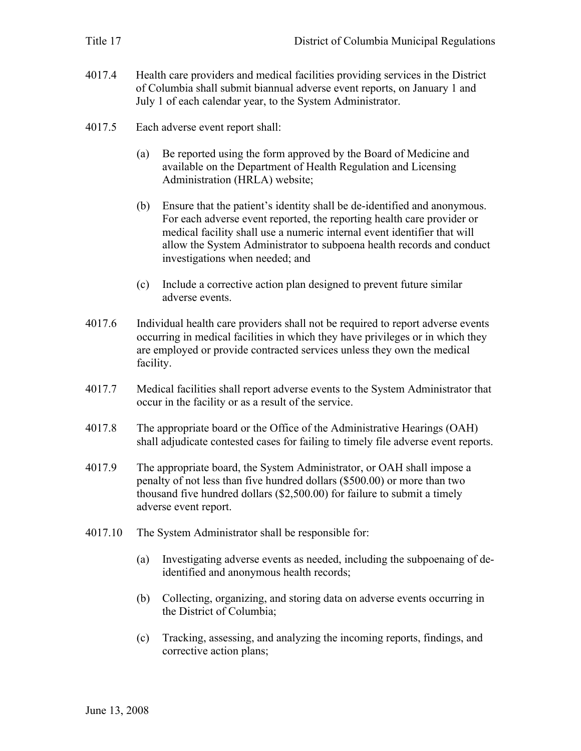4017.4 Health care providers and medical facilities providing services in the District of Columbia shall submit biannual adverse event reports, on January 1 and July 1 of each calendar year, to the System Administrator.

4017.5 Each adverse event report shall:

(a) Be reported using the form approved by the Board of Medicine and available on the Department of Health Regulation and Licensing Administration (HRLA) website;

(b) Ensure that the patient's identity shall be de-identified and anonymous. For each adverse event reported, the reporting health care provider or medical facility shall use a numeric internal event identifier that will allow the System Administrator to subpoena health records and conduct investigations when needed; and

(c) Include a corrective action plan designed to prevent future similar adverse events.

4017.6 Individual health care providers shall not be required to report adverse events occurring in medical facilities in which they have privileges or in which they are employed or provide contracted services unless they own the medical facility.

4017.7 Medical facilities shall report adverse events to the System Administrator that occur in the facility or as a result of the service.

4017.8 The appropriate board or the Office of the Administrative Hearings (OAH) shall adjudicate contested cases for failing to timely file adverse event reports.

4017.9 The appropriate board, the System Administrator, or OAH shall impose a penalty of not less than five hundred dollars ($500.00) or more than two thousand five hundred dollars ($2,500.00) for failure to submit a timely adverse event report.

4017.10 The System Administrator shall be responsible for:

(a) Investigating adverse events as needed, including the subpoenaing of de-identified and anonymous health records;

(b) Collecting, organizing, and storing data on adverse events occurring in the District of Columbia;

(c) Tracking, assessing, and analyzing the incoming reports, findings, and corrective action plans;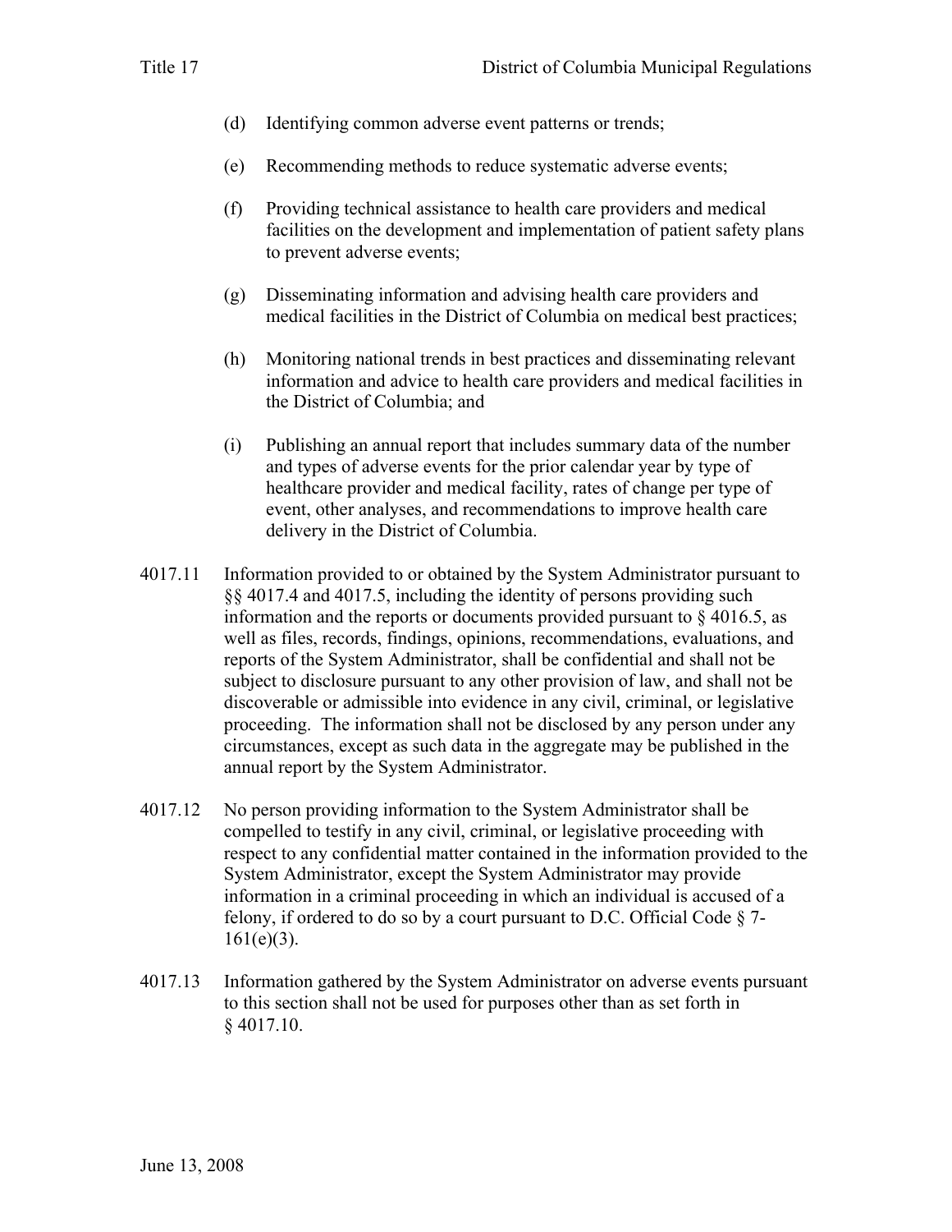(d) Identifying common adverse event patterns or trends;

(e) Recommending methods to reduce systematic adverse events;

(f) Providing technical assistance to health care providers and medical facilities on the development and implementation of patient safety plans to prevent adverse events;

(g) Disseminating information and advising health care providers and medical facilities in the District of Columbia on medical best practices;

(h) Monitoring national trends in best practices and disseminating relevant information and advice to health care providers and medical facilities in the District of Columbia; and

(i) Publishing an annual report that includes summary data of the number and types of adverse events for the prior calendar year by type of healthcare provider and medical facility, rates of change per type of event, other analyses, and recommendations to improve health care delivery in the District of Columbia.

4017.11 Information provided to or obtained by the System Administrator pursuant to §§ 4017.4 and 4017.5, including the identity of persons providing such information and the reports or documents provided pursuant to § 4016.5, as well as files, records, findings, opinions, recommendations, evaluations, and reports of the System Administrator, shall be confidential and shall not be subject to disclosure pursuant to any other provision of law, and shall not be discoverable or admissible into evidence in any civil, criminal, or legislative proceeding. The information shall not be disclosed by any person under any circumstances, except as such data in the aggregate may be published in the annual report by the System Administrator.

4017.12 No person providing information to the System Administrator shall be compelled to testify in any civil, criminal, or legislative proceeding with respect to any confidential matter contained in the information provided to the System Administrator, except the System Administrator may provide information in a criminal proceeding in which an individual is accused of a felony, if ordered to do so by a court pursuant to D.C. Official Code § 7-161(e)(3).

4017.13 Information gathered by the System Administrator on adverse events pursuant to this section shall not be used for purposes other than as set forth in § 4017.10.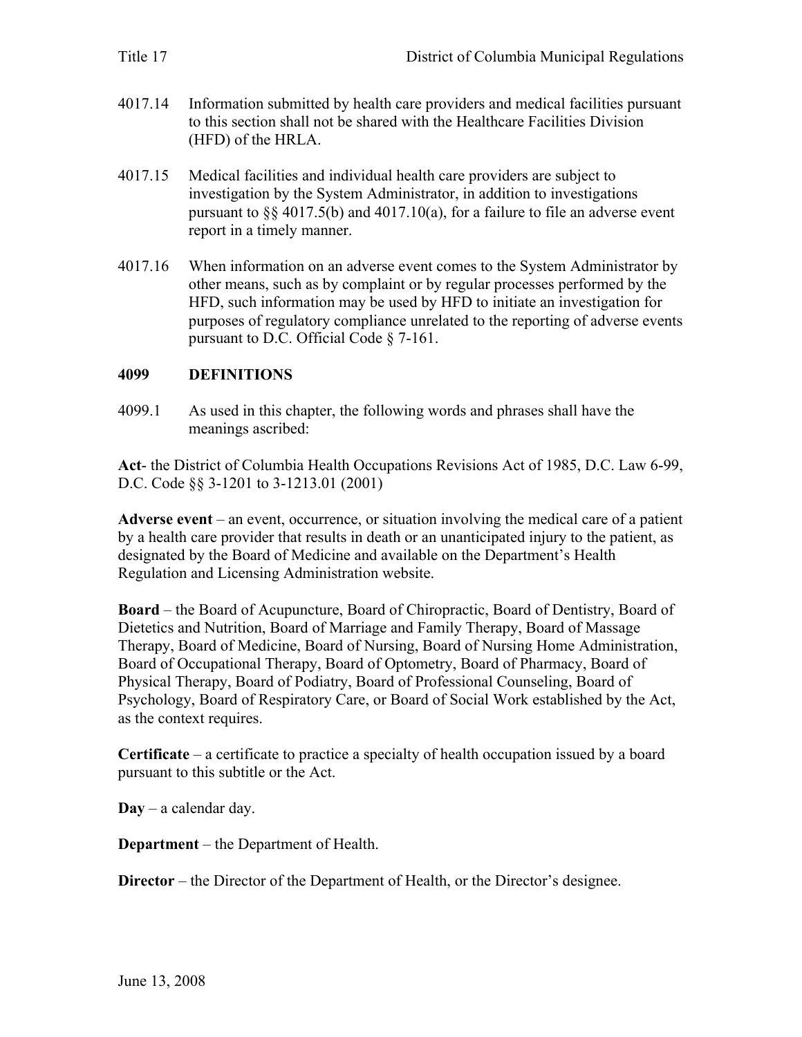4017.14 Information submitted by health care providers and medical facilities pursuant to this section shall not be shared with the Healthcare Facilities Division (HFD) of the HRLA.

4017.15 Medical facilities and individual health care providers are subject to investigation by the System Administrator, in addition to investigations pursuant to §§ 4017.5(b) and 4017.10(a), for a failure to file an adverse event report in a timely manner.

4017.16 When information on an adverse event comes to the System Administrator by other means, such as by complaint or by regular processes performed by the HFD, such information may be used by HFD to initiate an investigation for purposes of regulatory compliance unrelated to the reporting of adverse events pursuant to D.C. Official Code § 7-161.

## 4099 DEFINITIONS

4099.1 As used in this chapter, the following words and phrases shall have the meanings ascribed:

**Act**- the District of Columbia Health Occupations Revisions Act of 1985, D.C. Law 6-99, D.C. Code §§ 3-1201 to 3-1213.01 (2001)

**Adverse event** – an event, occurrence, or situation involving the medical care of a patient by a health care provider that results in death or an unanticipated injury to the patient, as designated by the Board of Medicine and available on the Department's Health Regulation and Licensing Administration website.

**Board** – the Board of Acupuncture, Board of Chiropractic, Board of Dentistry, Board of Dietetics and Nutrition, Board of Marriage and Family Therapy, Board of Massage Therapy, Board of Medicine, Board of Nursing, Board of Nursing Home Administration, Board of Occupational Therapy, Board of Optometry, Board of Pharmacy, Board of Physical Therapy, Board of Podiatry, Board of Professional Counseling, Board of Psychology, Board of Respiratory Care, or Board of Social Work established by the Act, as the context requires.

**Certificate** – a certificate to practice a specialty of health occupation issued by a board pursuant to this subtitle or the Act.

**Day** – a calendar day.

**Department** – the Department of Health.

**Director** – the Director of the Department of Health, or the Director's designee.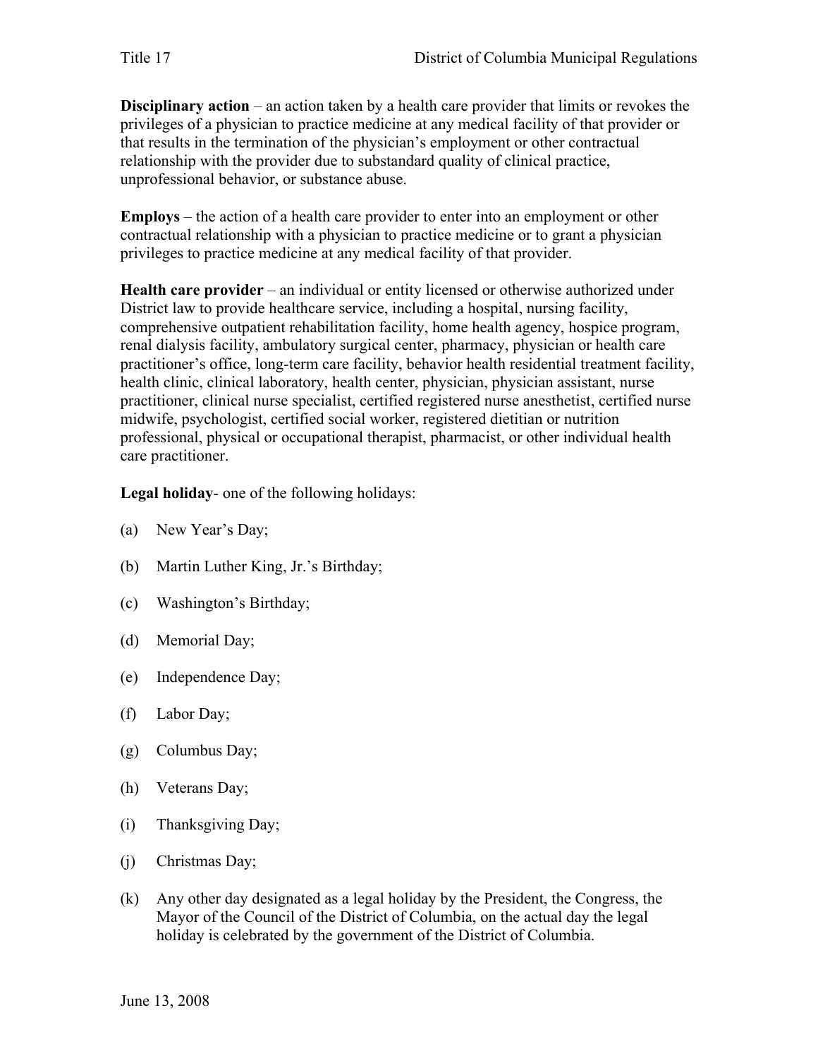**Disciplinary action** – an action taken by a health care provider that limits or revokes the privileges of a physician to practice medicine at any medical facility of that provider or that results in the termination of the physician's employment or other contractual relationship with the provider due to substandard quality of clinical practice, unprofessional behavior, or substance abuse.

**Employs** – the action of a health care provider to enter into an employment or other contractual relationship with a physician to practice medicine or to grant a physician privileges to practice medicine at any medical facility of that provider.

**Health care provider** – an individual or entity licensed or otherwise authorized under District law to provide healthcare service, including a hospital, nursing facility, comprehensive outpatient rehabilitation facility, home health agency, hospice program, renal dialysis facility, ambulatory surgical center, pharmacy, physician or health care practitioner's office, long-term care facility, behavior health residential treatment facility, health clinic, clinical laboratory, health center, physician, physician assistant, nurse practitioner, clinical nurse specialist, certified registered nurse anesthetist, certified nurse midwife, psychologist, certified social worker, registered dietitian or nutrition professional, physical or occupational therapist, pharmacist, or other individual health care practitioner.

**Legal holiday**- one of the following holidays:

(a) New Year's Day;

(b) Martin Luther King, Jr.'s Birthday;

(c) Washington's Birthday;

(d) Memorial Day;

(e) Independence Day;

(f) Labor Day;

(g) Columbus Day;

(h) Veterans Day;

(i) Thanksgiving Day;

(j) Christmas Day;

(k) Any other day designated as a legal holiday by the President, the Congress, the Mayor of the Council of the District of Columbia, on the actual day the legal holiday is celebrated by the government of the District of Columbia.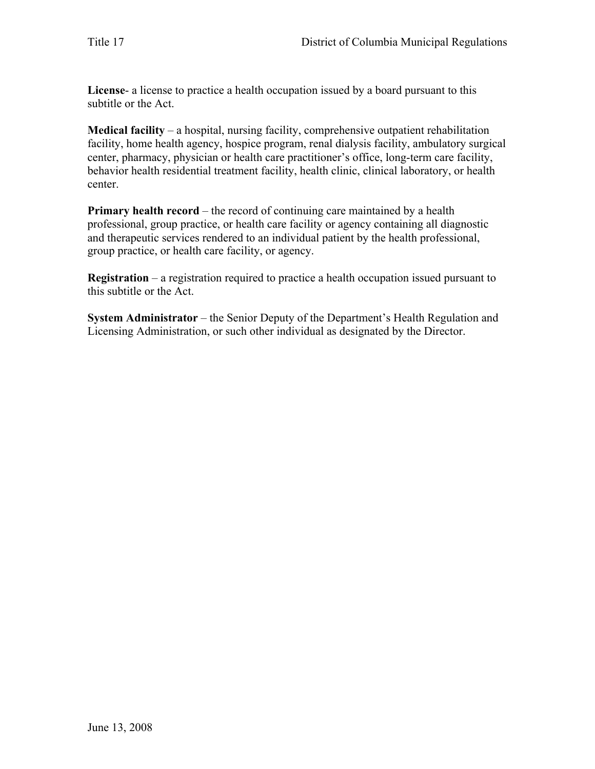**License**- a license to practice a health occupation issued by a board pursuant to this subtitle or the Act.

**Medical facility** – a hospital, nursing facility, comprehensive outpatient rehabilitation facility, home health agency, hospice program, renal dialysis facility, ambulatory surgical center, pharmacy, physician or health care practitioner's office, long-term care facility, behavior health residential treatment facility, health clinic, clinical laboratory, or health center.

**Primary health record** – the record of continuing care maintained by a health professional, group practice, or health care facility or agency containing all diagnostic and therapeutic services rendered to an individual patient by the health professional, group practice, or health care facility, or agency.

**Registration** – a registration required to practice a health occupation issued pursuant to this subtitle or the Act.

**System Administrator** – the Senior Deputy of the Department's Health Regulation and Licensing Administration, or such other individual as designated by the Director.